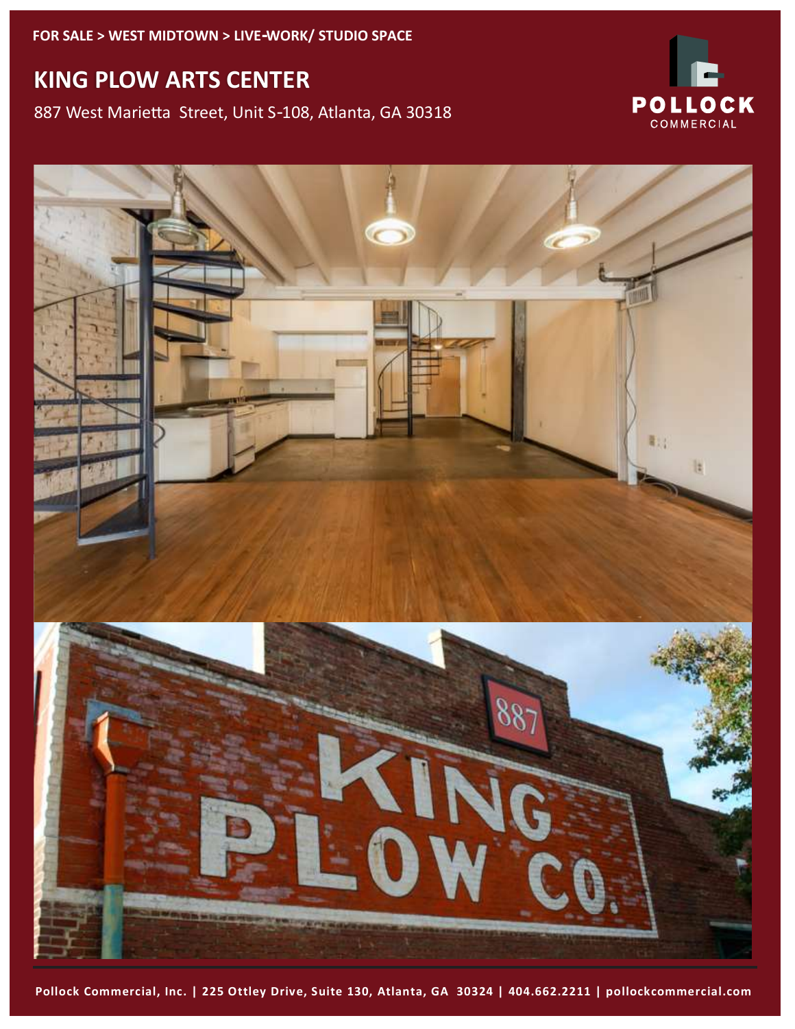FOR SALE > WEST MIDTOWN > LIVE-WORK/ STUDIO SPACE

# KING PLOW ARTS CENTER

887 West Marietta Street, Unit S-108, Atlanta, GA 30318

POLLOCK COMMERCIAL

Pollock Commercial, Inc. | 225 Ottley Drive, Suite 130, Atlanta, GA 30324 | 404.662.2211 | pollockcommercial.com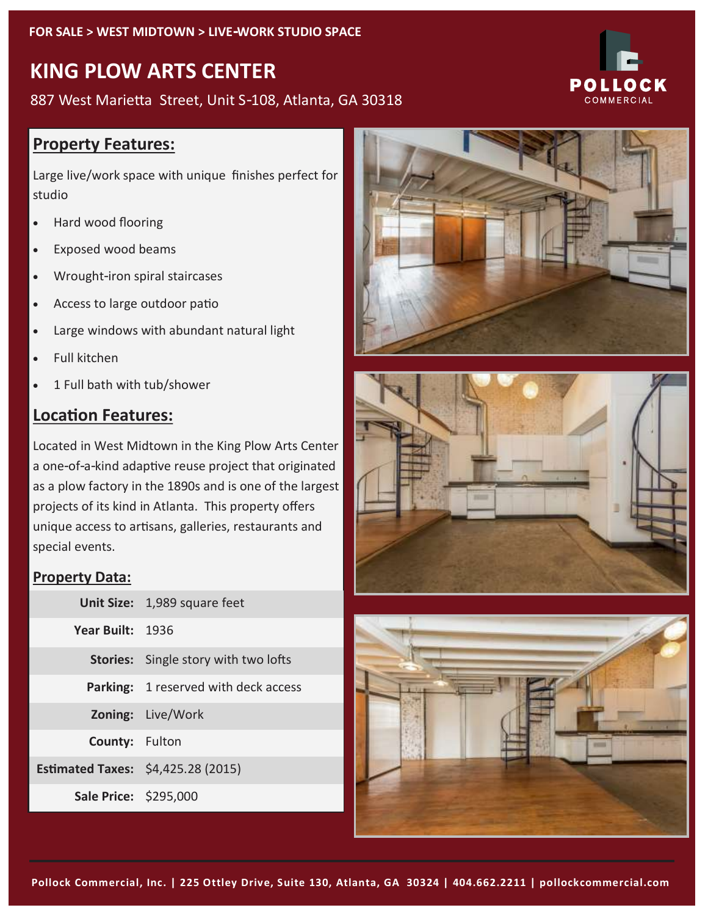FOR SALE > WEST MIDTOWN > LIVE-WORK STUDIO SPACE

# KING PLOW ARTS CENTER

887 West Marietta Street, Unit S-108, Atlanta, GA 30318

## Property Features:

Large live/work space with unique finishes perfect for studio

- Hard wood flooring
- Exposed wood beams
- Wrought-iron spiral staircases
- Access to large outdoor patio
- Large windows with abundant natural light
- Full kitchen
- 1 Full bath with tub/shower

## Location Features:

Located in West Midtown in the King Plow Arts Center a one-of-a-kind adaptive reuse project that originated as a plow factory in the 1890s and is one of the largest projects of its kind in Atlanta. This property offers unique access to artisans, galleries, restaurants and special events.

### Property Data:

| | |
|---|---|
| **Unit Size:** | 1,989 square feet |
| **Year Built:** | 1936 |
| **Stories:** | Single story with two lofts |
| **Parking:** | 1 reserved with deck access |
| **Zoning:** | Live/Work |
| **County:** | Fulton |
| **Estimated Taxes:** | $4,425.28 (2015) |
| **Sale Price:** | $295,000 |

Pollock Commercial, Inc. | 225 Ottley Drive, Suite 130, Atlanta, GA 30324 | 404.662.2211 | pollockcommercial.com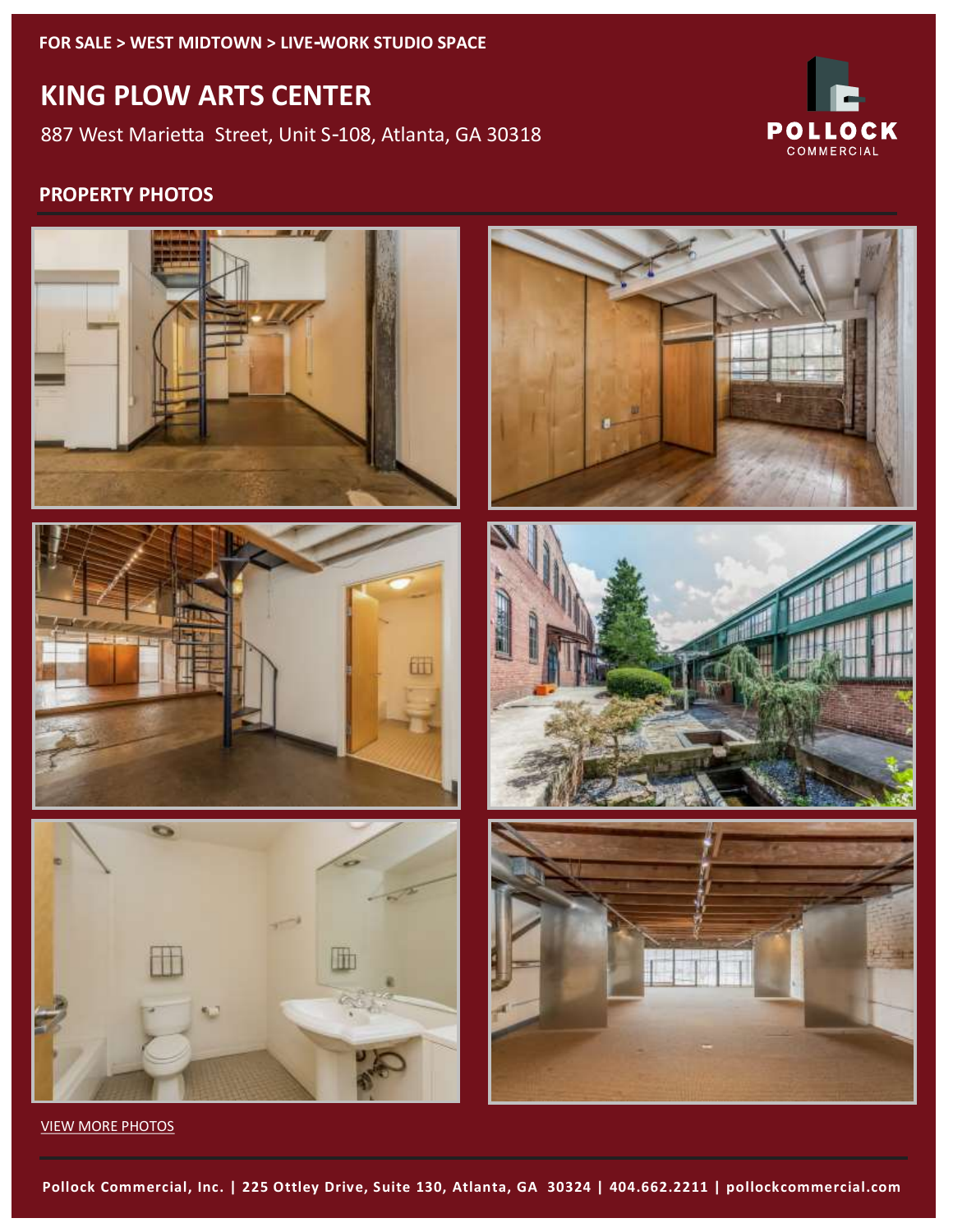FOR SALE > WEST MIDTOWN > LIVE-WORK STUDIO SPACE

# KING PLOW ARTS CENTER

887 West Marietta Street, Unit S-108, Atlanta, GA 30318

POLLOCK COMMERCIAL

## PROPERTY PHOTOS

VIEW MORE PHOTOS

Pollock Commercial, Inc. | 225 Ottley Drive, Suite 130, Atlanta, GA 30324 | 404.662.2211 | pollockcommercial.com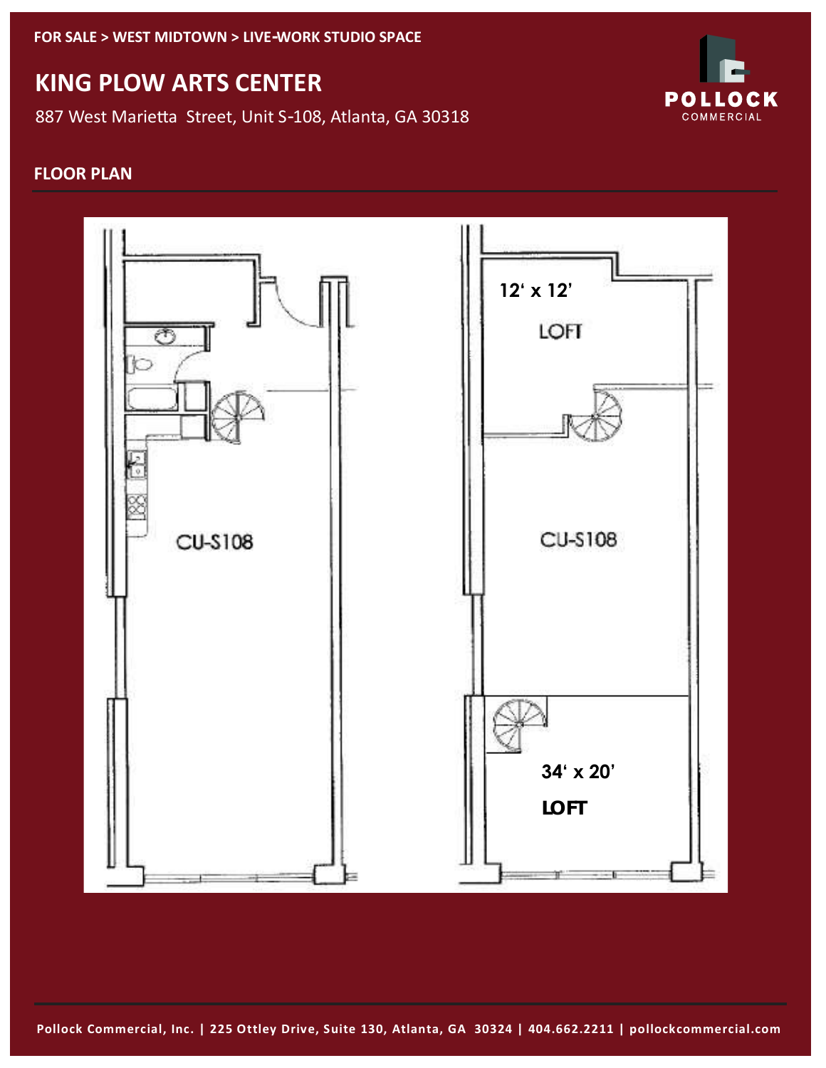FOR SALE > WEST MIDTOWN > LIVE-WORK STUDIO SPACE

# KING PLOW ARTS CENTER

887 West Marietta Street, Unit S-108, Atlanta, GA 30318

## FLOOR PLAN

CU-S108

12' x 12'

LOFT

CU-S108

34' x 20'

LOFT

Pollock Commercial, Inc. | 225 Ottley Drive, Suite 130, Atlanta, GA 30324 | 404.662.2211 | pollockcommercial.com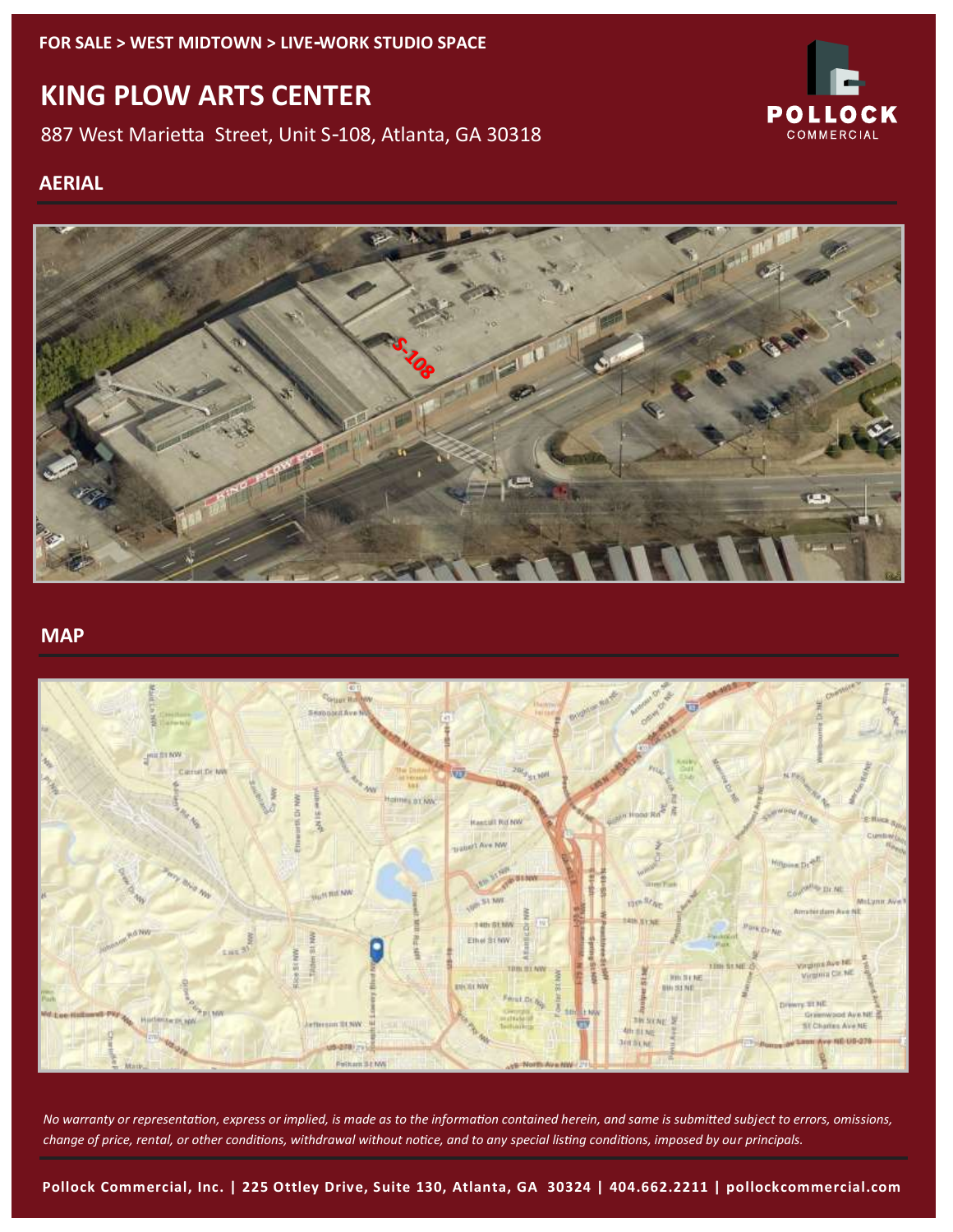FOR SALE > WEST MIDTOWN > LIVE-WORK STUDIO SPACE

# KING PLOW ARTS CENTER

887 West Marietta Street, Unit S-108, Atlanta, GA 30318

POLLOCK COMMERCIAL

## AERIAL

## MAP

*No warranty or representation, express or implied, is made as to the information contained herein, and same is submitted subject to errors, omissions, change of price, rental, or other conditions, withdrawal without notice, and to any special listing conditions, imposed by our principals.*

**Pollock Commercial, Inc. | 225 Ottley Drive, Suite 130, Atlanta, GA 30324 | 404.662.2211 | pollockcommercial.com**